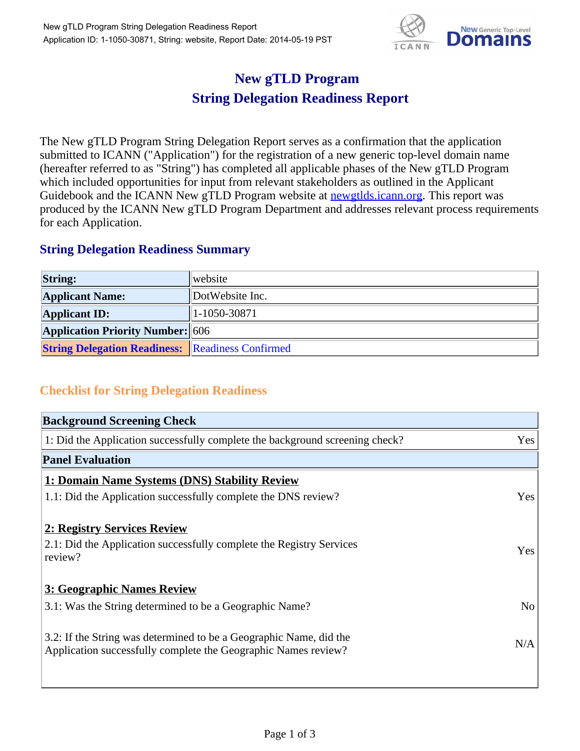# New gTLD Program
# String Delegation Readiness Report

The New gTLD Program String Delegation Report serves as a confirmation that the application submitted to ICANN ("Application") for the registration of a new generic top-level domain name (hereafter referred to as "String") has completed all applicable phases of the New gTLD Program which included opportunities for input from relevant stakeholders as outlined in the Applicant Guidebook and the ICANN New gTLD Program website at newgtlds.icann.org. This report was produced by the ICANN New gTLD Program Department and addresses relevant process requirements for each Application.

## String Delegation Readiness Summary

| | |
|---|---|
| **String:** | website |
| **Applicant Name:** | DotWebsite Inc. |
| **Applicant ID:** | 1-1050-30871 |
| **Application Priority Number:** | 606 |
| **String Delegation Readiness:** | Readiness Confirmed |

## Checklist for String Delegation Readiness

| **Background Screening Check** | |
|---|---|
| 1: Did the Application successfully complete the background screening check? | Yes |
| **Panel Evaluation** | |
| **1: Domain Name Systems (DNS) Stability Review** | |
| 1.1: Did the Application successfully complete the DNS review? | Yes |
| **2: Registry Services Review** | |
| 2.1: Did the Application successfully complete the Registry Services review? | Yes |
| **3: Geographic Names Review** | |
| 3.1: Was the String determined to be a Geographic Name? | No |
| 3.2: If the String was determined to be a Geographic Name, did the Application successfully complete the Geographic Names review? | N/A |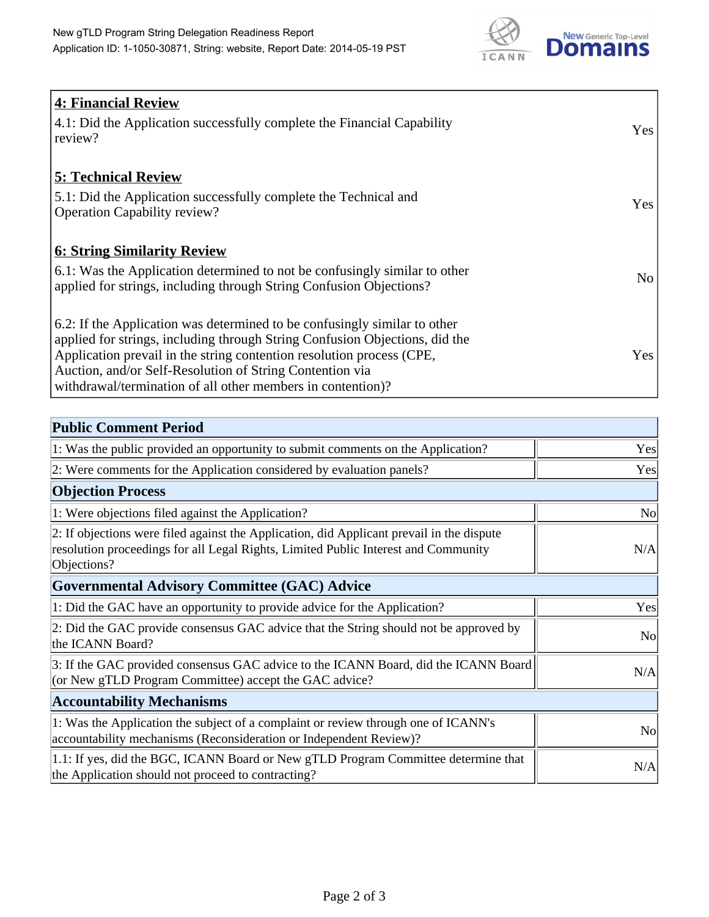| **4: Financial Review** | |
|---|---|
| 4.1: Did the Application successfully complete the Financial Capability review? | Yes |
| **5: Technical Review** | |
| 5.1: Did the Application successfully complete the Technical and Operation Capability review? | Yes |
| **6: String Similarity Review** | |
| 6.1: Was the Application determined to not be confusingly similar to other applied for strings, including through String Confusion Objections? | No |
| 6.2: If the Application was determined to be confusingly similar to other applied for strings, including through String Confusion Objections, did the Application prevail in the string contention resolution process (CPE, Auction, and/or Self-Resolution of String Contention via withdrawal/termination of all other members in contention)? | Yes |

| **Public Comment Period** | |
|---|---|
| 1: Was the public provided an opportunity to submit comments on the Application? | Yes |
| 2: Were comments for the Application considered by evaluation panels? | Yes |
| **Objection Process** | |
| 1: Were objections filed against the Application? | No |
| 2: If objections were filed against the Application, did Applicant prevail in the dispute resolution proceedings for all Legal Rights, Limited Public Interest and Community Objections? | N/A |
| **Governmental Advisory Committee (GAC) Advice** | |
| 1: Did the GAC have an opportunity to provide advice for the Application? | Yes |
| 2: Did the GAC provide consensus GAC advice that the String should not be approved by the ICANN Board? | No |
| 3: If the GAC provided consensus GAC advice to the ICANN Board, did the ICANN Board (or New gTLD Program Committee) accept the GAC advice? | N/A |
| **Accountability Mechanisms** | |
| 1: Was the Application the subject of a complaint or review through one of ICANN's accountability mechanisms (Reconsideration or Independent Review)? | No |
| 1.1: If yes, did the BGC, ICANN Board or New gTLD Program Committee determine that the Application should not proceed to contracting? | N/A |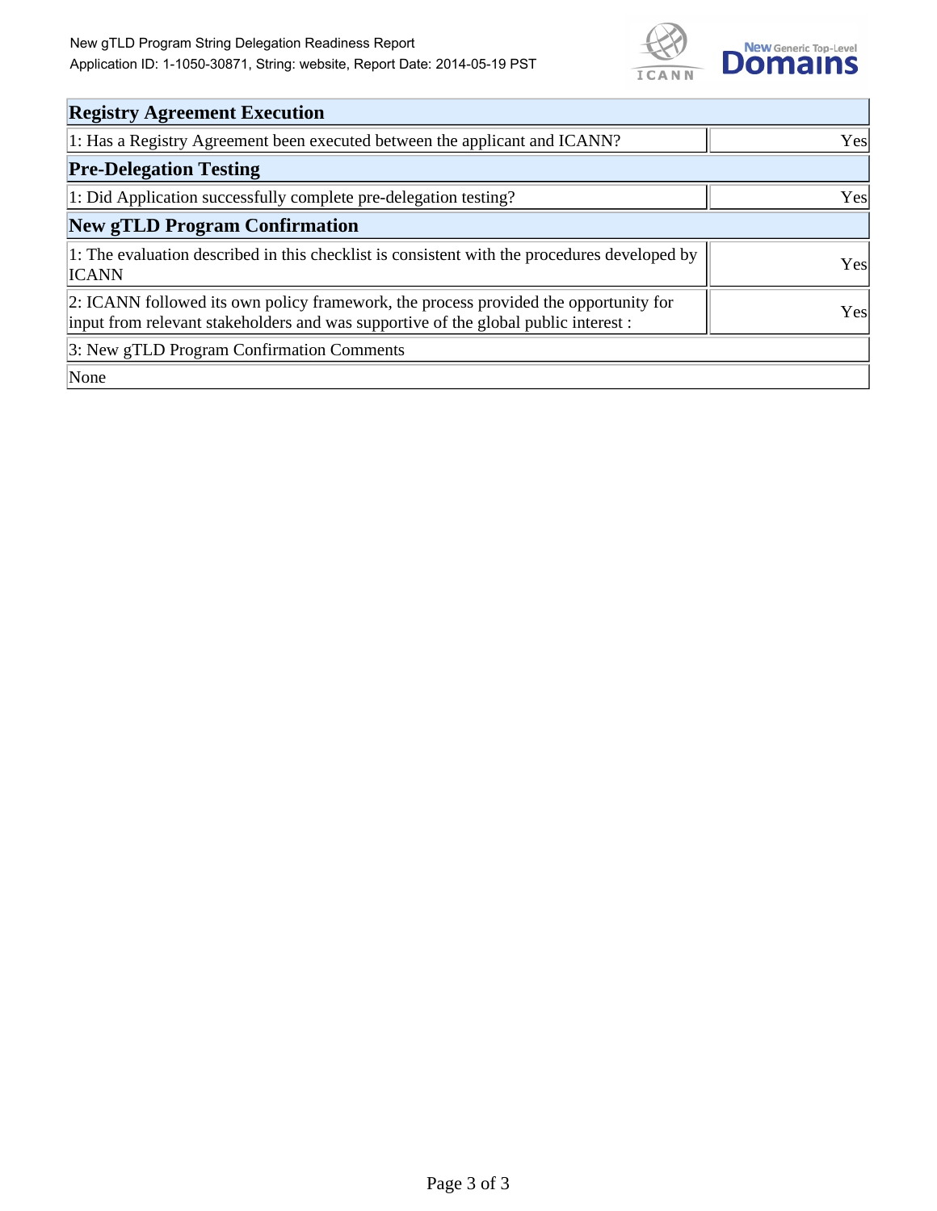| Registry Agreement Execution | |
|---|---|
| 1: Has a Registry Agreement been executed between the applicant and ICANN? | Yes |

| Pre-Delegation Testing | |
|---|---|
| 1: Did Application successfully complete pre-delegation testing? | Yes |

| New gTLD Program Confirmation | |
|---|---|
| 1: The evaluation described in this checklist is consistent with the procedures developed by ICANN | Yes |
| 2: ICANN followed its own policy framework, the process provided the opportunity for input from relevant stakeholders and was supportive of the global public interest : | Yes |
| 3: New gTLD Program Confirmation Comments | |
| None | |